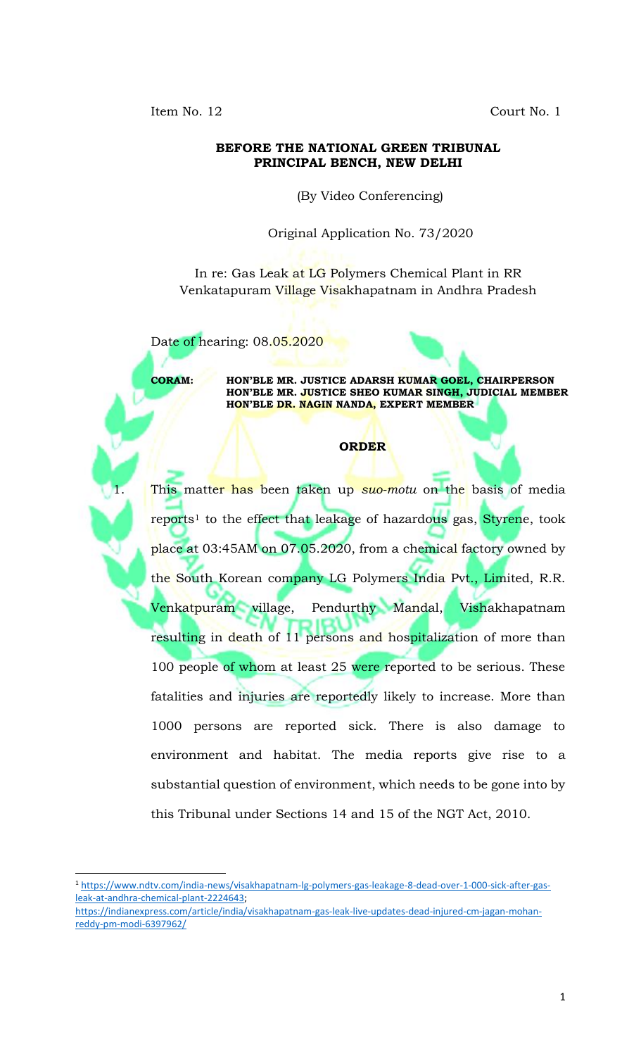Item No. 12 Court No. 1

**BEFORE THE NATIONAL GREEN TRIBUNAL**
**PRINCIPAL BENCH, NEW DELHI**

(By Video Conferencing)

Original Application No. 73/2020

In re: Gas Leak at LG Polymers Chemical Plant in RR Venkatapuram Village Visakhapatnam in Andhra Pradesh

Date of hearing: 08.05.2020

**CORAM: HON'BLE MR. JUSTICE ADARSH KUMAR GOEL, CHAIRPERSON**
**HON'BLE MR. JUSTICE SHEO KUMAR SINGH, JUDICIAL MEMBER**
**HON'BLE DR. NAGIN NANDA, EXPERT MEMBER**

**ORDER**

1. This matter has been taken up *suo-motu* on the basis of media reports[1] to the effect that leakage of hazardous gas, Styrene, took place at 03:45AM on 07.05.2020, from a chemical factory owned by the South Korean company LG Polymers India Pvt., Limited, R.R. Venkatpuram village, Pendurthy Mandal, Vishakhapatnam resulting in death of 11 persons and hospitalization of more than 100 people of whom at least 25 were reported to be serious. These fatalities and injuries are reportedly likely to increase. More than 1000 persons are reported sick. There is also damage to environment and habitat. The media reports give rise to a substantial question of environment, which needs to be gone into by this Tribunal under Sections 14 and 15 of the NGT Act, 2010.

---

[1] https://www.ndtv.com/india-news/visakhapatnam-lg-polymers-gas-leakage-8-dead-over-1-000-sick-after-gas-leak-at-andhra-chemical-plant-2224643; https://indianexpress.com/article/india/visakhapatnam-gas-leak-live-updates-dead-injured-cm-jagan-mohan-reddy-pm-modi-6397962/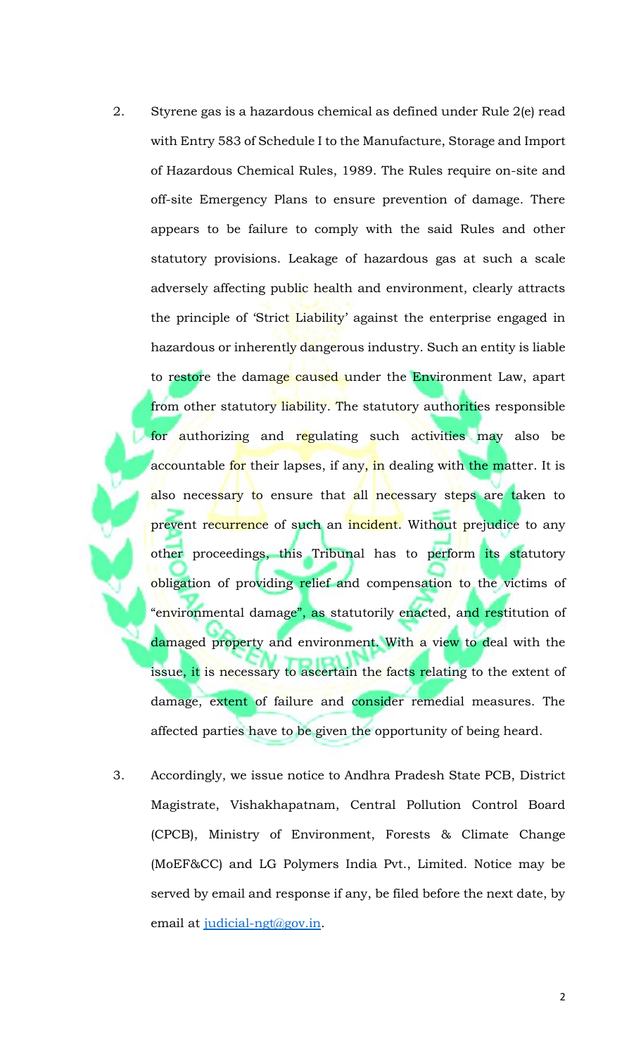2. Styrene gas is a hazardous chemical as defined under Rule 2(e) read with Entry 583 of Schedule I to the Manufacture, Storage and Import of Hazardous Chemical Rules, 1989. The Rules require on-site and off-site Emergency Plans to ensure prevention of damage. There appears to be failure to comply with the said Rules and other statutory provisions. Leakage of hazardous gas at such a scale adversely affecting public health and environment, clearly attracts the principle of 'Strict Liability' against the enterprise engaged in hazardous or inherently dangerous industry. Such an entity is liable to restore the damage caused under the Environment Law, apart from other statutory liability. The statutory authorities responsible for authorizing and regulating such activities may also be accountable for their lapses, if any, in dealing with the matter. It is also necessary to ensure that all necessary steps are taken to prevent recurrence of such an incident. Without prejudice to any other proceedings, this Tribunal has to perform its statutory obligation of providing relief and compensation to the victims of "environmental damage", as statutorily enacted, and restitution of damaged property and environment. With a view to deal with the issue, it is necessary to ascertain the facts relating to the extent of damage, extent of failure and consider remedial measures. The affected parties have to be given the opportunity of being heard.

3. Accordingly, we issue notice to Andhra Pradesh State PCB, District Magistrate, Vishakhapatnam, Central Pollution Control Board (CPCB), Ministry of Environment, Forests & Climate Change (MoEF&CC) and LG Polymers India Pvt., Limited. Notice may be served by email and response if any, be filed before the next date, by email at judicial-ngt@gov.in.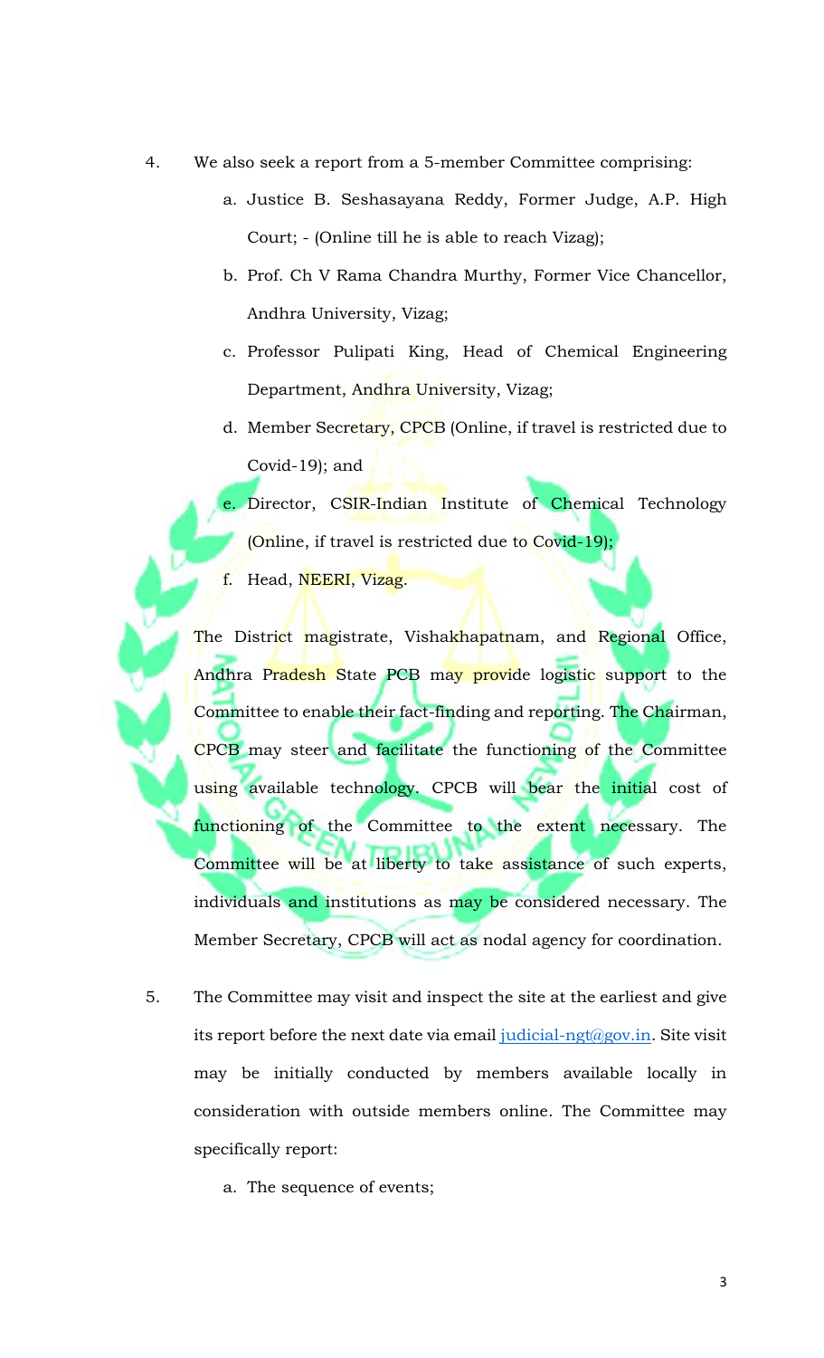4. We also seek a report from a 5-member Committee comprising:

    a. Justice B. Seshasayana Reddy, Former Judge, A.P. High Court; - (Online till he is able to reach Vizag);

    b. Prof. Ch V Rama Chandra Murthy, Former Vice Chancellor, Andhra University, Vizag;

    c. Professor Pulipati King, Head of Chemical Engineering Department, Andhra University, Vizag;

    d. Member Secretary, CPCB (Online, if travel is restricted due to Covid-19); and

    e. Director, CSIR-Indian Institute of Chemical Technology (Online, if travel is restricted due to Covid-19);

    f. Head, NEERI, Vizag.

    The District magistrate, Vishakhapatnam, and Regional Office, Andhra Pradesh State PCB may provide logistic support to the Committee to enable their fact-finding and reporting. The Chairman, CPCB may steer and facilitate the functioning of the Committee using available technology. CPCB will bear the initial cost of functioning of the Committee to the extent necessary. The Committee will be at liberty to take assistance of such experts, individuals and institutions as may be considered necessary. The Member Secretary, CPCB will act as nodal agency for coordination.

5. The Committee may visit and inspect the site at the earliest and give its report before the next date via email [judicial-ngt@gov.in](mailto:judicial-ngt@gov.in). Site visit may be initially conducted by members available locally in consideration with outside members online. The Committee may specifically report:

    a. The sequence of events;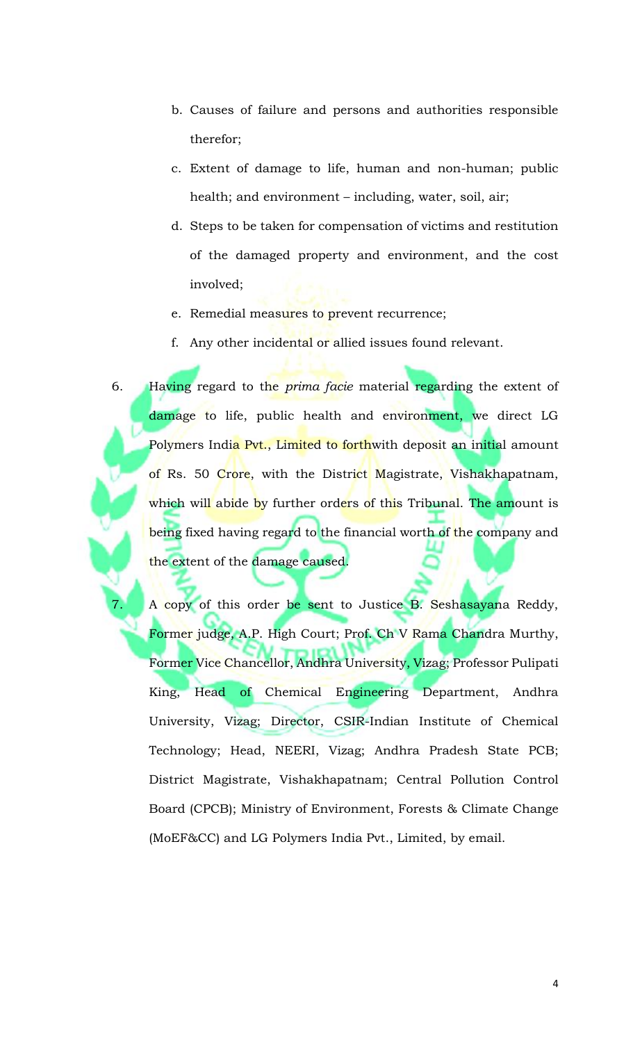b. Causes of failure and persons and authorities responsible therefor;

c. Extent of damage to life, human and non-human; public health; and environment – including, water, soil, air;

d. Steps to be taken for compensation of victims and restitution of the damaged property and environment, and the cost involved;

e. Remedial measures to prevent recurrence;

f. Any other incidental or allied issues found relevant.

6. Having regard to the *prima facie* material regarding the extent of damage to life, public health and environment, we direct LG Polymers India Pvt., Limited to forthwith deposit an initial amount of Rs. 50 Crore, with the District Magistrate, Vishakhapatnam, which will abide by further orders of this Tribunal. The amount is being fixed having regard to the financial worth of the company and the extent of the damage caused.

7. A copy of this order be sent to Justice B. Seshasayana Reddy, Former judge, A.P. High Court; Prof. Ch V Rama Chandra Murthy, Former Vice Chancellor, Andhra University, Vizag; Professor Pulipati King, Head of Chemical Engineering Department, Andhra University, Vizag; Director, CSIR-Indian Institute of Chemical Technology; Head, NEERI, Vizag; Andhra Pradesh State PCB; District Magistrate, Vishakhapatnam; Central Pollution Control Board (CPCB); Ministry of Environment, Forests & Climate Change (MoEF&CC) and LG Polymers India Pvt., Limited, by email.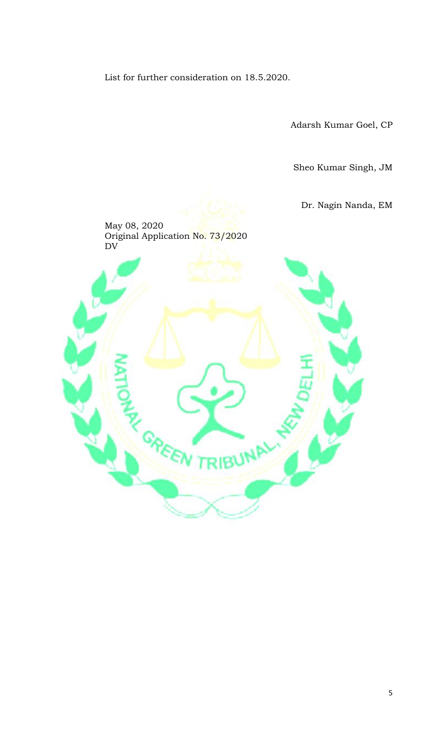List for further consideration on 18.5.2020.

Adarsh Kumar Goel, CP

Sheo Kumar Singh, JM

Dr. Nagin Nanda, EM

May 08, 2020
Original Application No. 73/2020
DV